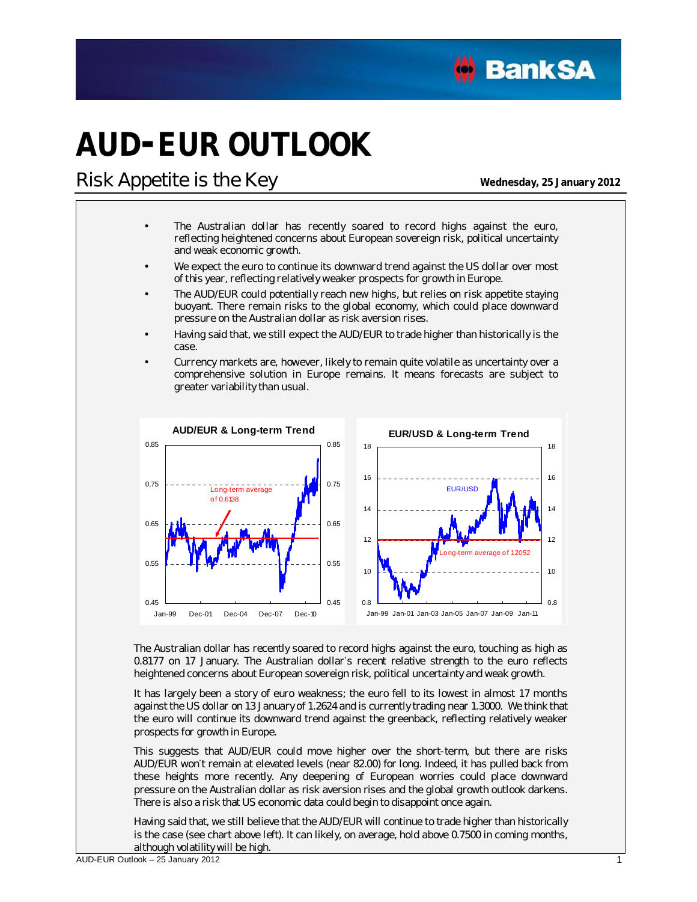# AUD-EUR OUTLOOK

## Risk Appetite is the Key

**Wednesday, 25 January 2012**

- The Australian dollar has recently soared to record highs against the euro, reflecting heightened concerns about European sovereign risk, political uncertainty and weak economic growth.
- We expect the euro to continue its downward trend against the US dollar over most of this year, reflecting relatively weaker prospects for growth in Europe.
- The AUD/EUR could potentially reach new highs, but relies on risk appetite staying buoyant. There remain risks to the global economy, which could place downward pressure on the Australian dollar as risk aversion rises.
- Having said that, we still expect the AUD/EUR to trade higher than historically is the case.
- Currency markets are, however, likely to remain quite volatile as uncertainty over a comprehensive solution in Europe remains. It means forecasts are subject to greater variability than usual.

**AUD/EUR & Long-term Trend**

**EUR/USD & Long-term Trend**

The Australian dollar has recently soared to record highs against the euro, touching as high as 0.8177 on 17 January. The Australian dollar's recent relative strength to the euro reflects heightened concerns about European sovereign risk, political uncertainty and weak growth.

It has largely been a story of euro weakness; the euro fell to its lowest in almost 17 months against the US dollar on 13 January of 1.2624 and is currently trading near 1.3000. We think that the euro will continue its downward trend against the greenback, reflecting relatively weaker prospects for growth in Europe.

This suggests that AUD/EUR could move higher over the short-term, but there are risks AUD/EUR won't remain at elevated levels (near 82.00) for long. Indeed, it has pulled back from these heights more recently. Any deepening of European worries could place downward pressure on the Australian dollar as risk aversion rises and the global growth outlook darkens. There is also a risk that US economic data could begin to disappoint once again.

Having said that, we still believe that the AUD/EUR will continue to trade higher than historically is the case (see chart above left). It can likely, on average, hold above 0.7500 in coming months, although volatility will be high.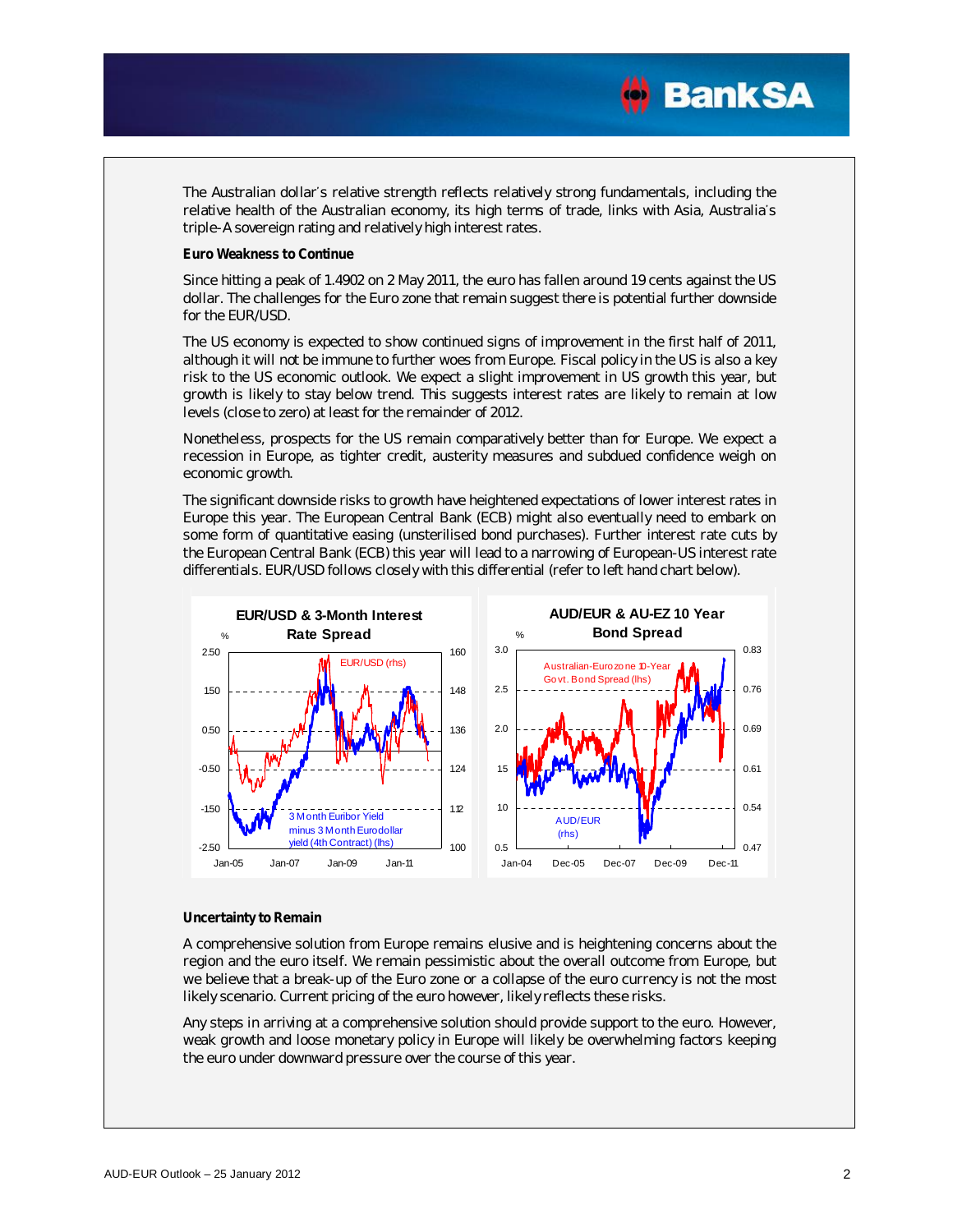The Australian dollar's relative strength reflects relatively strong fundamentals, including the relative health of the Australian economy, its high terms of trade, links with Asia, Australia's triple-A sovereign rating and relatively high interest rates.

**Euro Weakness to Continue**

Since hitting a peak of 1.4902 on 2 May 2011, the euro has fallen around 19 cents against the US dollar. The challenges for the Euro zone that remain suggest there is potential further downside for the EUR/USD.

The US economy is expected to show continued signs of improvement in the first half of 2011, although it will not be immune to further woes from Europe. Fiscal policy in the US is also a key risk to the US economic outlook. We expect a slight improvement in US growth this year, but growth is likely to stay below trend. This suggests interest rates are likely to remain at low levels (close to zero) at least for the remainder of 2012.

Nonetheless, prospects for the US remain comparatively better than for Europe. We expect a recession in Europe, as tighter credit, austerity measures and subdued confidence weigh on economic growth.

The significant downside risks to growth have heightened expectations of lower interest rates in Europe this year. The European Central Bank (ECB) might also eventually need to embark on some form of quantitative easing (unsterilised bond purchases). Further interest rate cuts by the European Central Bank (ECB) this year will lead to a narrowing of European-US interest rate differentials. EUR/USD follows closely with this differential (refer to left hand chart below).

**EUR/USD & 3-Month Interest Rate Spread**

**AUD/EUR & AU-EZ 10 Year Bond Spread**

**Uncertainty to Remain**

A comprehensive solution from Europe remains elusive and is heightening concerns about the region and the euro itself. We remain pessimistic about the overall outcome from Europe, but we believe that a break-up of the Euro zone or a collapse of the euro currency is not the most likely scenario. Current pricing of the euro however, likely reflects these risks.

Any steps in arriving at a comprehensive solution should provide support to the euro. However, weak growth and loose monetary policy in Europe will likely be overwhelming factors keeping the euro under downward pressure over the course of this year.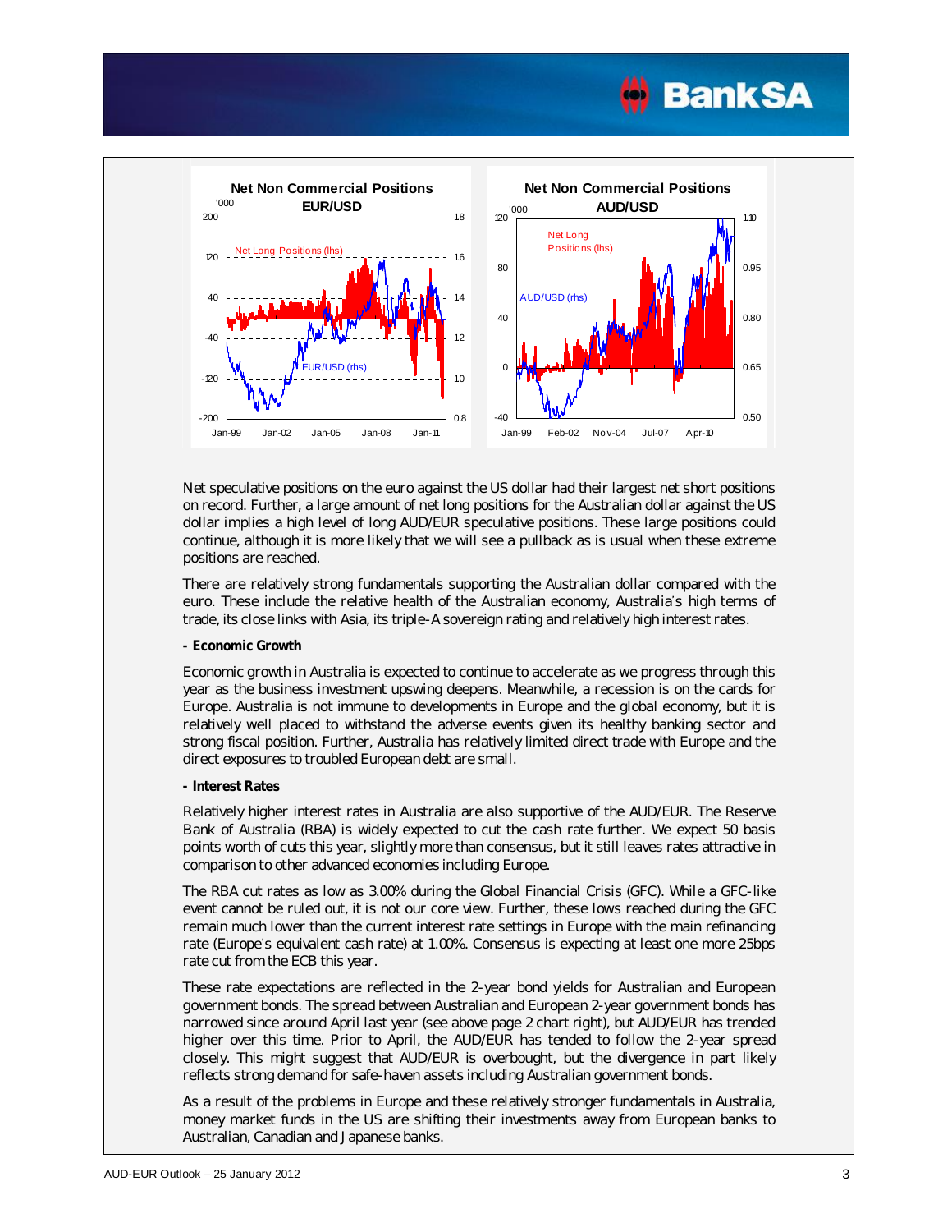Net speculative positions on the euro against the US dollar had their largest net short positions on record. Further, a large amount of net long positions for the Australian dollar against the US dollar implies a high level of long AUD/EUR speculative positions. These large positions could continue, although it is more likely that we will see a pullback as is usual when these extreme positions are reached.

There are relatively strong fundamentals supporting the Australian dollar compared with the euro. These include the relative health of the Australian economy, Australia's high terms of trade, its close links with Asia, its triple-A sovereign rating and relatively high interest rates.

**- Economic Growth**

Economic growth in Australia is expected to continue to accelerate as we progress through this year as the business investment upswing deepens. Meanwhile, a recession is on the cards for Europe. Australia is not immune to developments in Europe and the global economy, but it is relatively well placed to withstand the adverse events given its healthy banking sector and strong fiscal position. Further, Australia has relatively limited direct trade with Europe and the direct exposures to troubled European debt are small.

**- Interest Rates**

Relatively higher interest rates in Australia are also supportive of the AUD/EUR. The Reserve Bank of Australia (RBA) is widely expected to cut the cash rate further. We expect 50 basis points worth of cuts this year, slightly more than consensus, but it still leaves rates attractive in comparison to other advanced economies including Europe.

The RBA cut rates as low as 3.00% during the Global Financial Crisis (GFC). While a GFC-like event cannot be ruled out, it is not our core view. Further, these lows reached during the GFC remain much lower than the current interest rate settings in Europe with the main refinancing rate (Europe's equivalent cash rate) at 1.00%. Consensus is expecting at least one more 25bps rate cut from the ECB this year.

These rate expectations are reflected in the 2-year bond yields for Australian and European government bonds. The spread between Australian and European 2-year government bonds has narrowed since around April last year (see above page 2 chart right), but AUD/EUR has trended higher over this time. Prior to April, the AUD/EUR has tended to follow the 2-year spread closely. This might suggest that AUD/EUR is overbought, but the divergence in part likely reflects strong demand for safe-haven assets including Australian government bonds.

As a result of the problems in Europe and these relatively stronger fundamentals in Australia, money market funds in the US are shifting their investments away from European banks to Australian, Canadian and Japanese banks.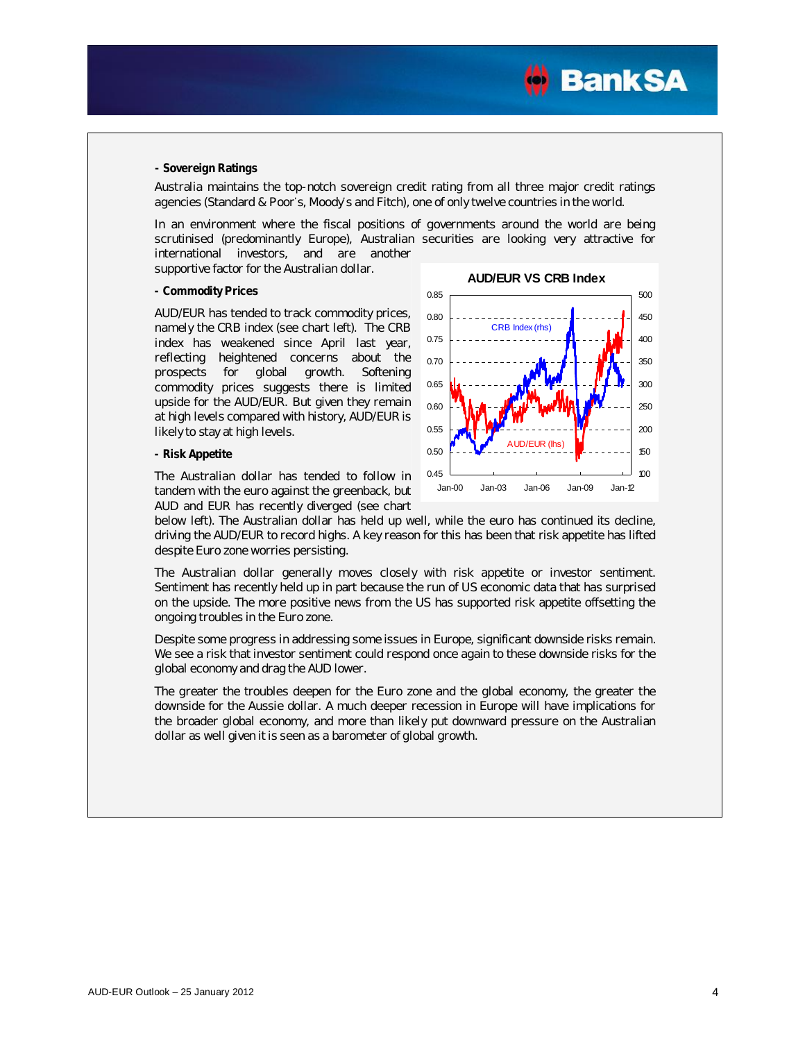## - Sovereign Ratings

Australia maintains the top-notch sovereign credit rating from all three major credit ratings agencies (Standard & Poor's, Moody's and Fitch), one of only twelve countries in the world.

In an environment where the fiscal positions of governments around the world are being scrutinised (predominantly Europe), Australian securities are looking very attractive for international investors, and are another supportive factor for the Australian dollar.

## - Commodity Prices

AUD/EUR has tended to track commodity prices, namely the CRB index (see chart left). The CRB index has weakened since April last year, reflecting heightened concerns about the prospects for global growth. Softening commodity prices suggests there is limited upside for the AUD/EUR. But given they remain at high levels compared with history, AUD/EUR is likely to stay at high levels.

## - Risk Appetite

The Australian dollar has tended to follow in tandem with the euro against the greenback, but AUD and EUR has recently diverged (see chart below left). The Australian dollar has held up well, while the euro has continued its decline, driving the AUD/EUR to record highs. A key reason for this has been that risk appetite has lifted despite Euro zone worries persisting.

The Australian dollar generally moves closely with risk appetite or investor sentiment. Sentiment has recently held up in part because the run of US economic data that has surprised on the upside. The more positive news from the US has supported risk appetite offsetting the ongoing troubles in the Euro zone.

Despite some progress in addressing some issues in Europe, significant downside risks remain. We see a risk that investor sentiment could respond once again to these downside risks for the global economy and drag the AUD lower.

The greater the troubles deepen for the Euro zone and the global economy, the greater the downside for the Aussie dollar. A much deeper recession in Europe will have implications for the broader global economy, and more than likely put downward pressure on the Australian dollar as well given it is seen as a barometer of global growth.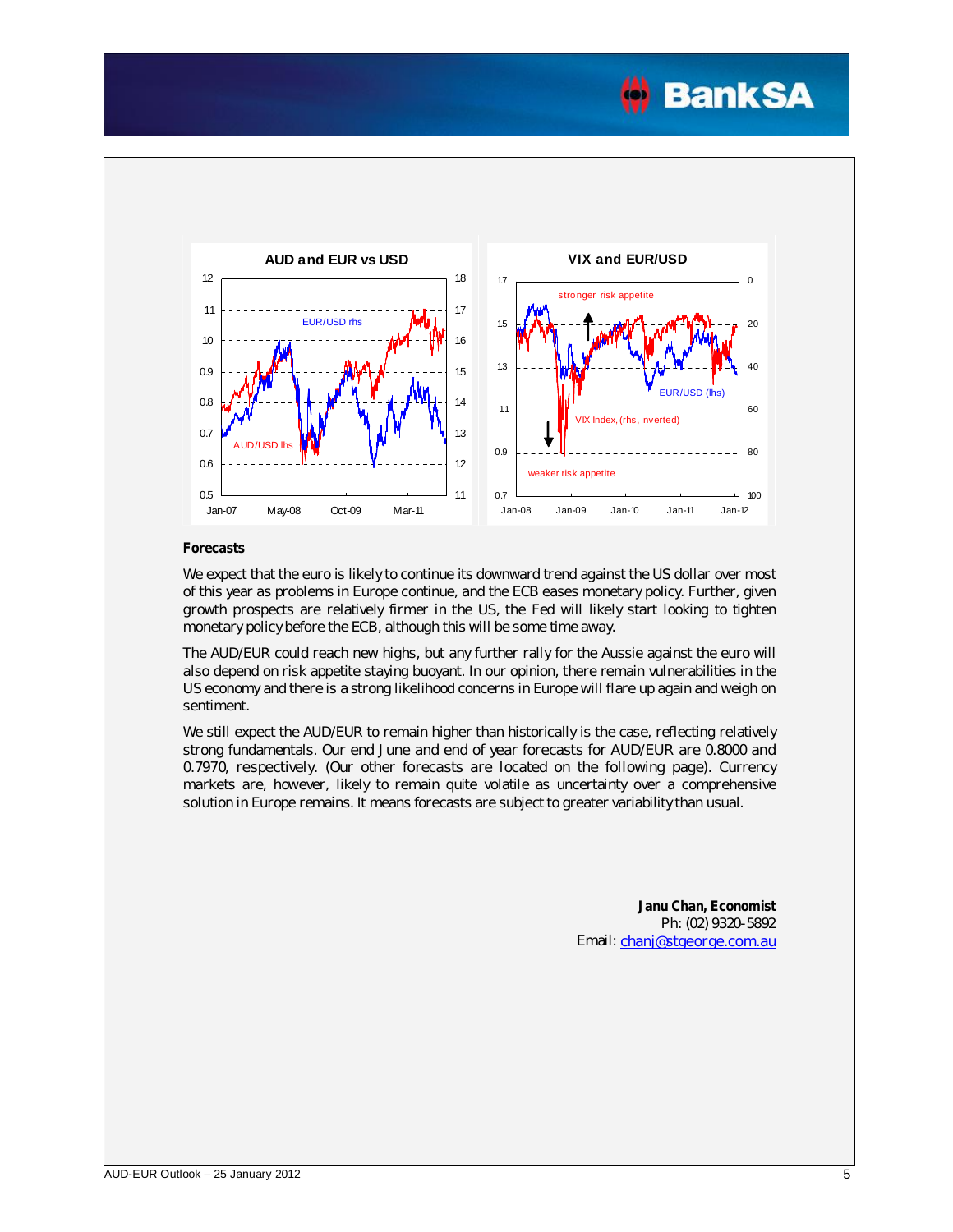## AUD and EUR vs USD

## VIX and EUR/USD

**Forecasts**

We expect that the euro is likely to continue its downward trend against the US dollar over most of this year as problems in Europe continue, and the ECB eases monetary policy. Further, given growth prospects are relatively firmer in the US, the Fed will likely start looking to tighten monetary policy before the ECB, although this will be some time away.

The AUD/EUR could reach new highs, but any further rally for the Aussie against the euro will also depend on risk appetite staying buoyant. In our opinion, there remain vulnerabilities in the US economy and there is a strong likelihood concerns in Europe will flare up again and weigh on sentiment.

We still expect the AUD/EUR to remain higher than historically is the case, reflecting relatively strong fundamentals. Our end June and end of year forecasts for AUD/EUR are 0.8000 and 0.7970, respectively. (Our other forecasts are located on the following page). Currency markets are, however, likely to remain quite volatile as uncertainty over a comprehensive solution in Europe remains. It means forecasts are subject to greater variability than usual.

**Janu Chan, Economist**
Ph: (02) 9320-5892
Email: chanj@stgeorge.com.au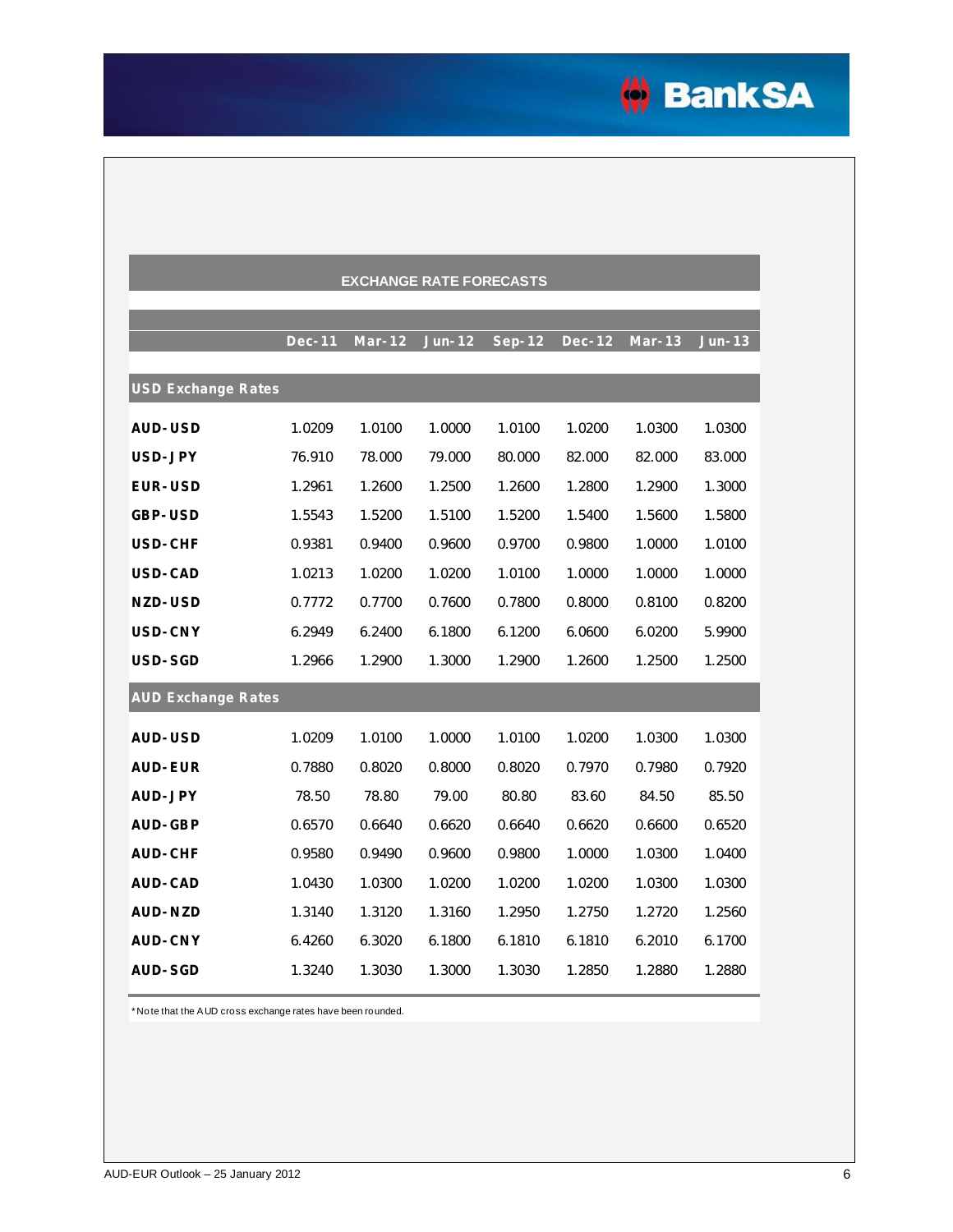## EXCHANGE RATE FORECASTS

| | Dec-11 | Mar-12 | Jun-12 | Sep-12 | Dec-12 | Mar-13 | Jun-13 |
|---|---|---|---|---|---|---|---|
| **USD Exchange Rates** | | | | | | | |
| **AUD-USD** | 1.0209 | 1.0100 | 1.0000 | 1.0100 | 1.0200 | 1.0300 | 1.0300 |
| **USD-JPY** | 76.910 | 78.000 | 79.000 | 80.000 | 82.000 | 82.000 | 83.000 |
| **EUR-USD** | 1.2961 | 1.2600 | 1.2500 | 1.2600 | 1.2800 | 1.2900 | 1.3000 |
| **GBP-USD** | 1.5543 | 1.5200 | 1.5100 | 1.5200 | 1.5400 | 1.5600 | 1.5800 |
| **USD-CHF** | 0.9381 | 0.9400 | 0.9600 | 0.9700 | 0.9800 | 1.0000 | 1.0100 |
| **USD-CAD** | 1.0213 | 1.0200 | 1.0200 | 1.0100 | 1.0000 | 1.0000 | 1.0000 |
| **NZD-USD** | 0.7772 | 0.7700 | 0.7600 | 0.7800 | 0.8000 | 0.8100 | 0.8200 |
| **USD-CNY** | 6.2949 | 6.2400 | 6.1800 | 6.1200 | 6.0600 | 6.0200 | 5.9900 |
| **USD-SGD** | 1.2966 | 1.2900 | 1.3000 | 1.2900 | 1.2600 | 1.2500 | 1.2500 |
| **AUD Exchange Rates** | | | | | | | |
| **AUD-USD** | 1.0209 | 1.0100 | 1.0000 | 1.0100 | 1.0200 | 1.0300 | 1.0300 |
| **AUD-EUR** | 0.7880 | 0.8020 | 0.8000 | 0.8020 | 0.7970 | 0.7980 | 0.7920 |
| **AUD-JPY** | 78.50 | 78.80 | 79.00 | 80.80 | 83.60 | 84.50 | 85.50 |
| **AUD-GBP** | 0.6570 | 0.6640 | 0.6620 | 0.6640 | 0.6620 | 0.6600 | 0.6520 |
| **AUD-CHF** | 0.9580 | 0.9490 | 0.9600 | 0.9800 | 1.0000 | 1.0300 | 1.0400 |
| **AUD-CAD** | 1.0430 | 1.0300 | 1.0200 | 1.0200 | 1.0200 | 1.0300 | 1.0300 |
| **AUD-NZD** | 1.3140 | 1.3120 | 1.3160 | 1.2950 | 1.2750 | 1.2720 | 1.2560 |
| **AUD-CNY** | 6.4260 | 6.3020 | 6.1800 | 6.1810 | 6.1810 | 6.2010 | 6.1700 |
| **AUD-SGD** | 1.3240 | 1.3030 | 1.3000 | 1.3030 | 1.2850 | 1.2880 | 1.2880 |

*Note that the AUD cross exchange rates have been rounded.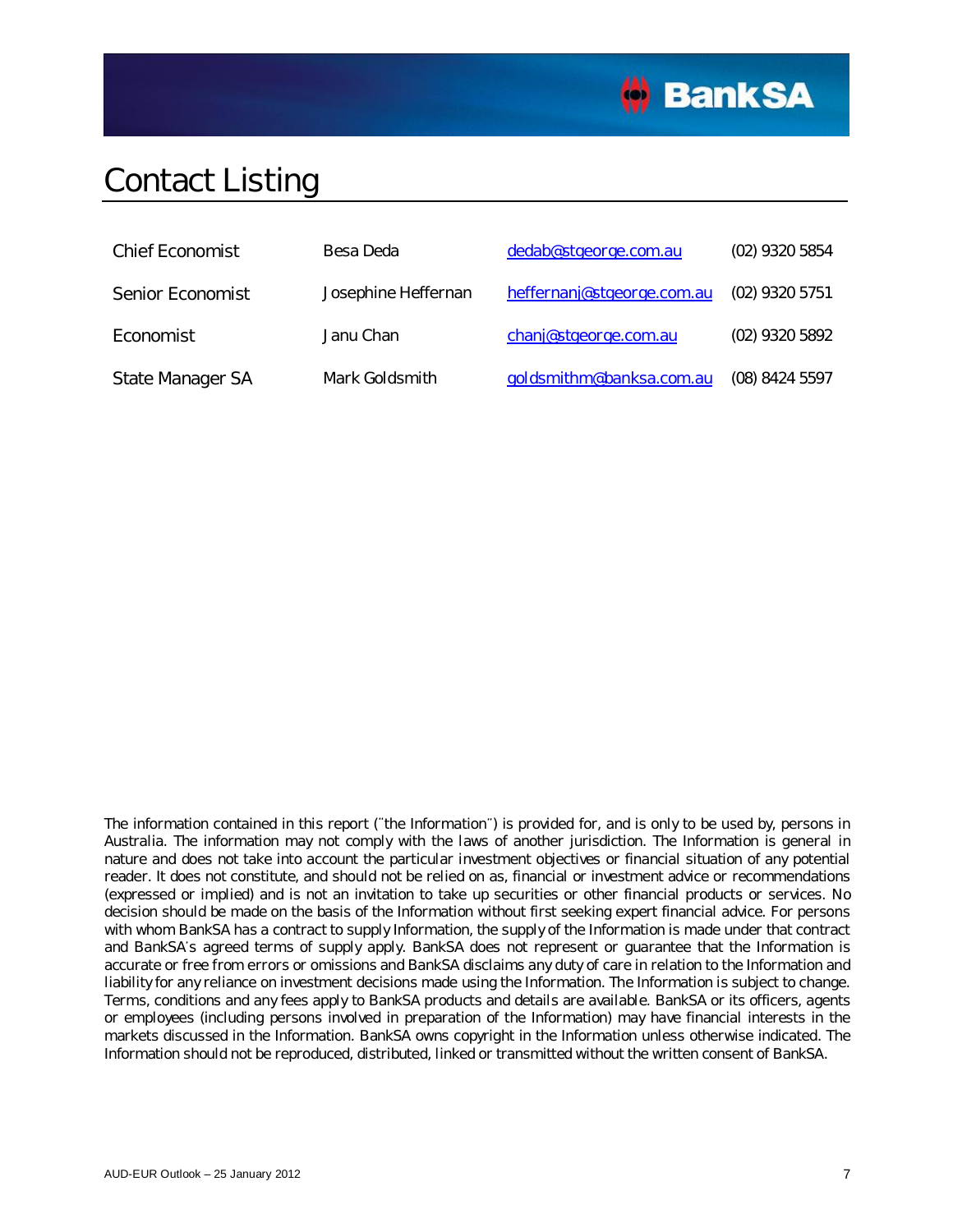# Contact Listing

| | | | |
|---|---|---|---|
| Chief Economist | Besa Deda | dedab@stgeorge.com.au | (02) 9320 5854 |
| Senior Economist | Josephine Heffernan | heffernanj@stgeorge.com.au | (02) 9320 5751 |
| Economist | Janu Chan | chanj@stgeorge.com.au | (02) 9320 5892 |
| State Manager SA | Mark Goldsmith | goldsmithm@banksa.com.au | (08) 8424 5597 |

The information contained in this report ("the Information") is provided for, and is only to be used by, persons in Australia. The information may not comply with the laws of another jurisdiction. The Information is general in nature and does not take into account the particular investment objectives or financial situation of any potential reader. It does not constitute, and should not be relied on as, financial or investment advice or recommendations (expressed or implied) and is not an invitation to take up securities or other financial products or services. No decision should be made on the basis of the Information without first seeking expert financial advice. For persons with whom BankSA has a contract to supply Information, the supply of the Information is made under that contract and BankSA's agreed terms of supply apply. BankSA does not represent or guarantee that the Information is accurate or free from errors or omissions and BankSA disclaims any duty of care in relation to the Information and liability for any reliance on investment decisions made using the Information. The Information is subject to change. Terms, conditions and any fees apply to BankSA products and details are available. BankSA or its officers, agents or employees (including persons involved in preparation of the Information) may have financial interests in the markets discussed in the Information. BankSA owns copyright in the Information unless otherwise indicated. The Information should not be reproduced, distributed, linked or transmitted without the written consent of BankSA.